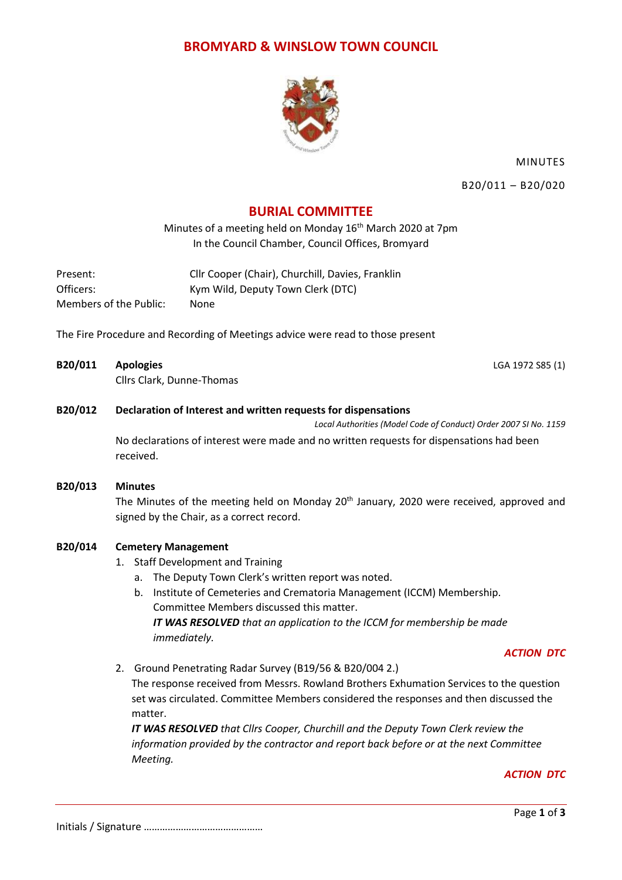# BROMYARD & WINSLOW TOWN COUNCIL

MINUTES

B20/011 – B20/020

## BURIAL COMMITTEE

Minutes of a meeting held on Monday 16th March 2020 at 7pm
In the Council Chamber, Council Offices, Bromyard

Present: Cllr Cooper (Chair), Churchill, Davies, Franklin
Officers: Kym Wild, Deputy Town Clerk (DTC)
Members of the Public: None

The Fire Procedure and Recording of Meetings advice were read to those present

**B20/011 Apologies** LGA 1972 S85 (1)

Cllrs Clark, Dunne-Thomas

**B20/012 Declaration of Interest and written requests for dispensations**

*Local Authorities (Model Code of Conduct) Order 2007 SI No. 1159*

No declarations of interest were made and no written requests for dispensations had been received.

**B20/013 Minutes**

The Minutes of the meeting held on Monday 20th January, 2020 were received, approved and signed by the Chair, as a correct record.

**B20/014 Cemetery Management**

1. Staff Development and Training
   a. The Deputy Town Clerk's written report was noted.
   b. Institute of Cemeteries and Crematoria Management (ICCM) Membership. Committee Members discussed this matter.
   ***IT WAS RESOLVED** that an application to the ICCM for membership be made immediately.*

   ***ACTION DTC***

2. Ground Penetrating Radar Survey (B19/56 & B20/004 2.)
   The response received from Messrs. Rowland Brothers Exhumation Services to the question set was circulated. Committee Members considered the responses and then discussed the matter.
   ***IT WAS RESOLVED** that Cllrs Cooper, Churchill and the Deputy Town Clerk review the information provided by the contractor and report back before or at the next Committee Meeting.*

   ***ACTION DTC***

Initials / Signature ……………………………………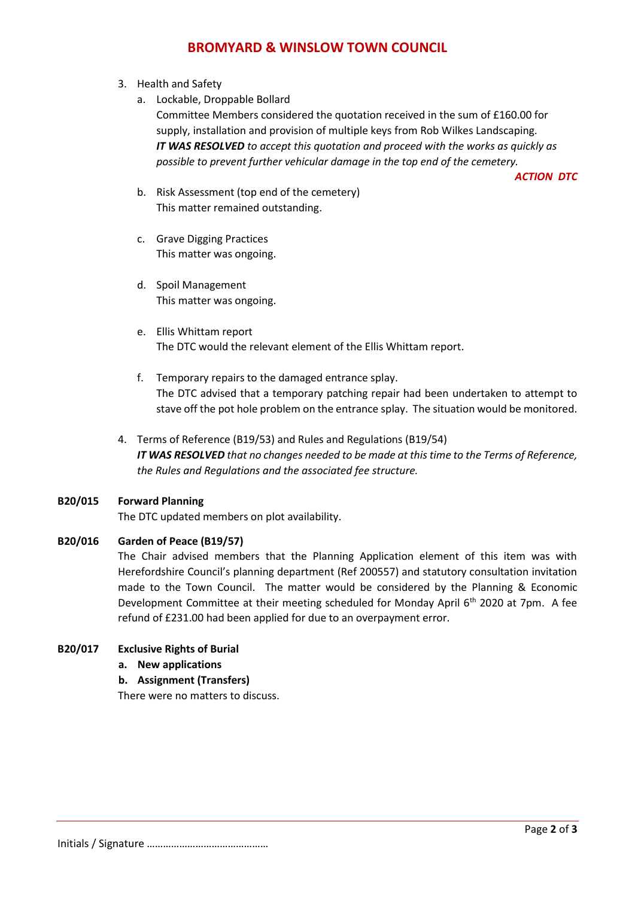# BROMYARD & WINSLOW TOWN COUNCIL

3. Health and Safety
   a. Lockable, Droppable Bollard
      Committee Members considered the quotation received in the sum of £160.00 for supply, installation and provision of multiple keys from Rob Wilkes Landscaping.
      ***IT WAS RESOLVED** to accept this quotation and proceed with the works as quickly as possible to prevent further vehicular damage in the top end of the cemetery.*

      ***ACTION DTC***

   b. Risk Assessment (top end of the cemetery)
      This matter remained outstanding.

   c. Grave Digging Practices
      This matter was ongoing.

   d. Spoil Management
      This matter was ongoing.

   e. Ellis Whittam report
      The DTC would the relevant element of the Ellis Whittam report.

   f. Temporary repairs to the damaged entrance splay.
      The DTC advised that a temporary patching repair had been undertaken to attempt to stave off the pot hole problem on the entrance splay. The situation would be monitored.

4. Terms of Reference (B19/53) and Rules and Regulations (B19/54)
   ***IT WAS RESOLVED** that no changes needed to be made at this time to the Terms of Reference, the Rules and Regulations and the associated fee structure.*

**B20/015 Forward Planning**

The DTC updated members on plot availability.

**B20/016 Garden of Peace (B19/57)**

The Chair advised members that the Planning Application element of this item was with Herefordshire Council's planning department (Ref 200557) and statutory consultation invitation made to the Town Council. The matter would be considered by the Planning & Economic Development Committee at their meeting scheduled for Monday April 6th 2020 at 7pm. A fee refund of £231.00 had been applied for due to an overpayment error.

**B20/017 Exclusive Rights of Burial**

**a. New applications**

**b. Assignment (Transfers)**

There were no matters to discuss.

Initials / Signature ……………………………………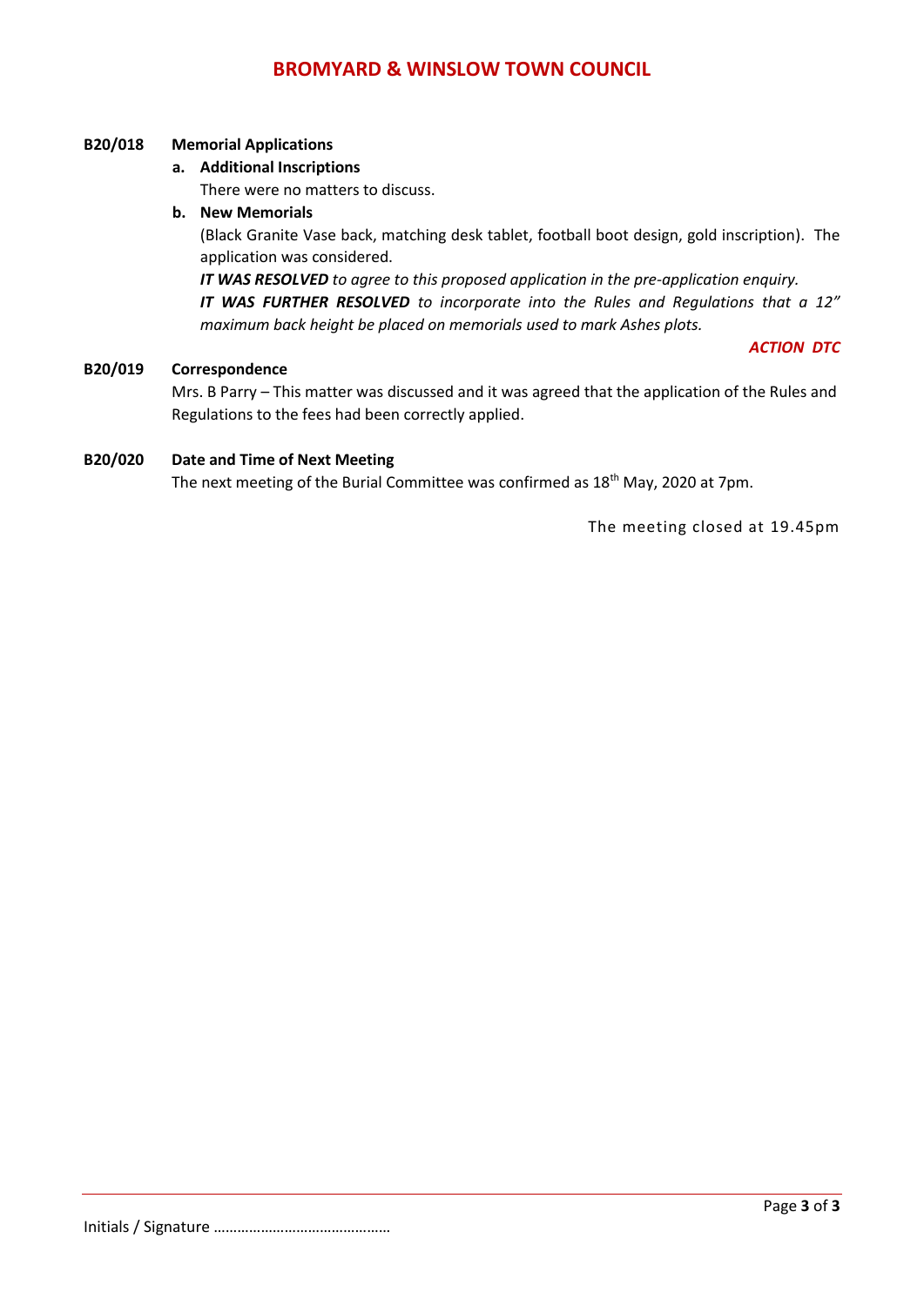# BROMYARD & WINSLOW TOWN COUNCIL

**B20/018 Memorial Applications**

**a. Additional Inscriptions**

There were no matters to discuss.

**b. New Memorials**

(Black Granite Vase back, matching desk tablet, football boot design, gold inscription). The application was considered.

***IT WAS RESOLVED** to agree to this proposed application in the pre-application enquiry.*

***IT WAS FURTHER RESOLVED** to incorporate into the Rules and Regulations that a 12" maximum back height be placed on memorials used to mark Ashes plots.*

***ACTION DTC***

**B20/019 Correspondence**

Mrs. B Parry – This matter was discussed and it was agreed that the application of the Rules and Regulations to the fees had been correctly applied.

**B20/020 Date and Time of Next Meeting**

The next meeting of the Burial Committee was confirmed as 18th May, 2020 at 7pm.

The meeting closed at 19.45pm

Initials / Signature ……………………………………